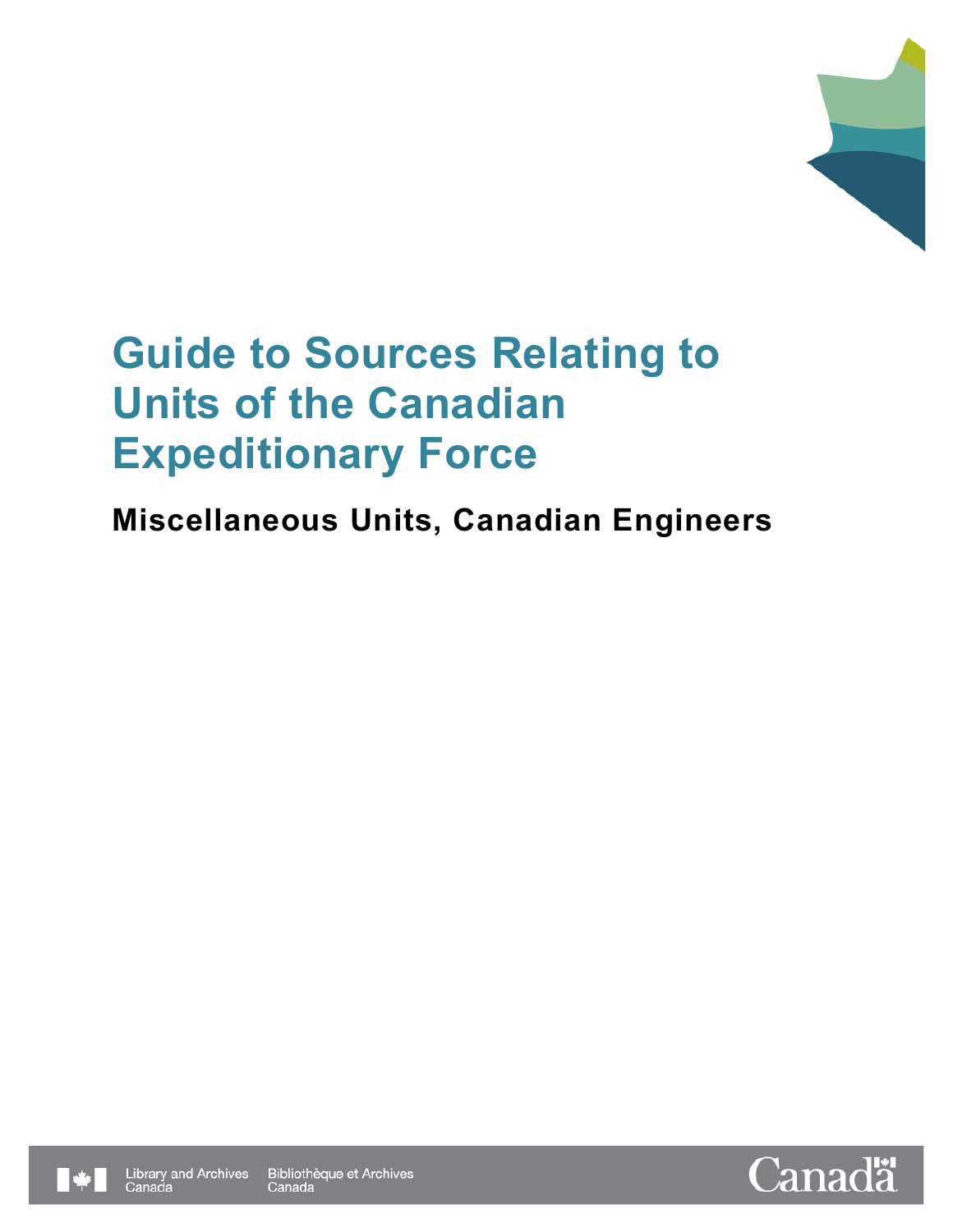# Guide to Sources Relating to Units of the Canadian Expeditionary Force

## Miscellaneous Units, Canadian Engineers

Library and Archives Canada | Bibliothèque et Archives Canada

Canada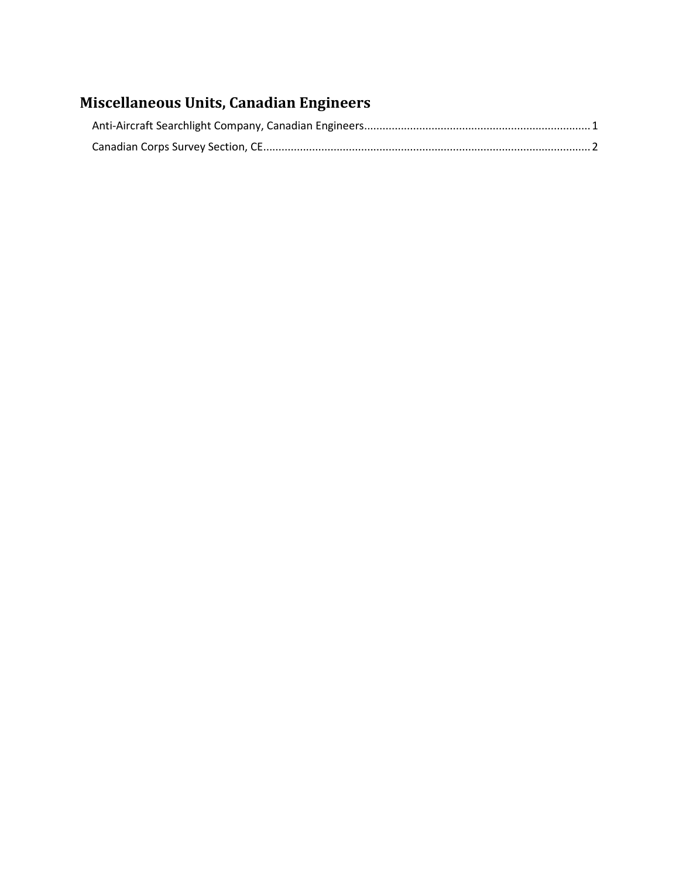# Miscellaneous Units, Canadian Engineers

Anti-Aircraft Searchlight Company, Canadian Engineers........................................................................ 1

Canadian Corps Survey Section, CE......................................................................................................... 2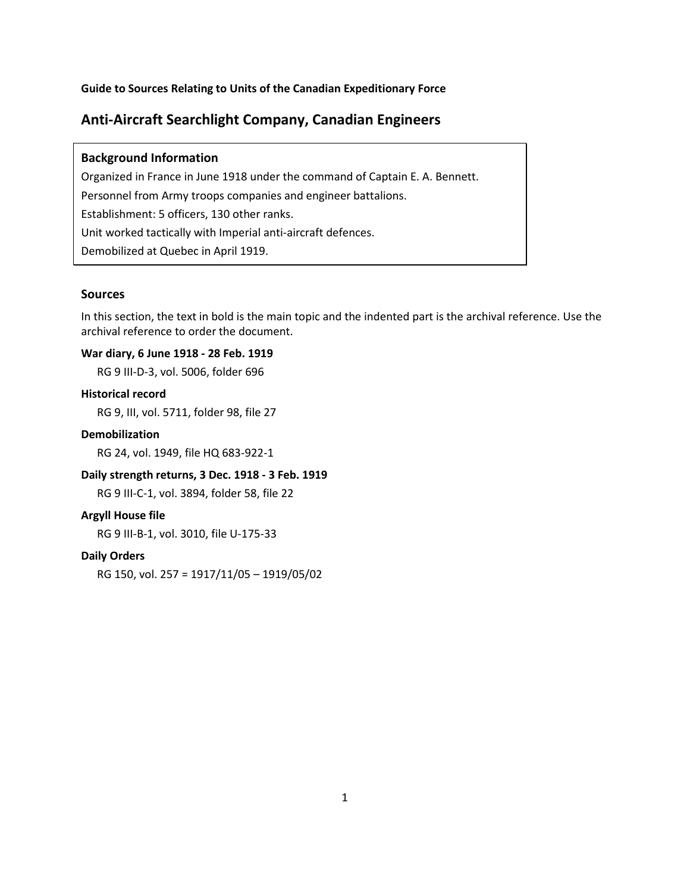**Guide to Sources Relating to Units of the Canadian Expeditionary Force**

# Anti-Aircraft Searchlight Company, Canadian Engineers

### Background Information

Organized in France in June 1918 under the command of Captain E. A. Bennett.

Personnel from Army troops companies and engineer battalions.

Establishment: 5 officers, 130 other ranks.

Unit worked tactically with Imperial anti-aircraft defences.

Demobilized at Quebec in April 1919.

## Sources

In this section, the text in bold is the main topic and the indented part is the archival reference. Use the archival reference to order the document.

**War diary, 6 June 1918 - 28 Feb. 1919**

RG 9 III-D-3, vol. 5006, folder 696

**Historical record**

RG 9, III, vol. 5711, folder 98, file 27

**Demobilization**

RG 24, vol. 1949, file HQ 683-922-1

**Daily strength returns, 3 Dec. 1918 - 3 Feb. 1919**

RG 9 III-C-1, vol. 3894, folder 58, file 22

**Argyll House file**

RG 9 III-B-1, vol. 3010, file U-175-33

**Daily Orders**

RG 150, vol. 257 = 1917/11/05 – 1919/05/02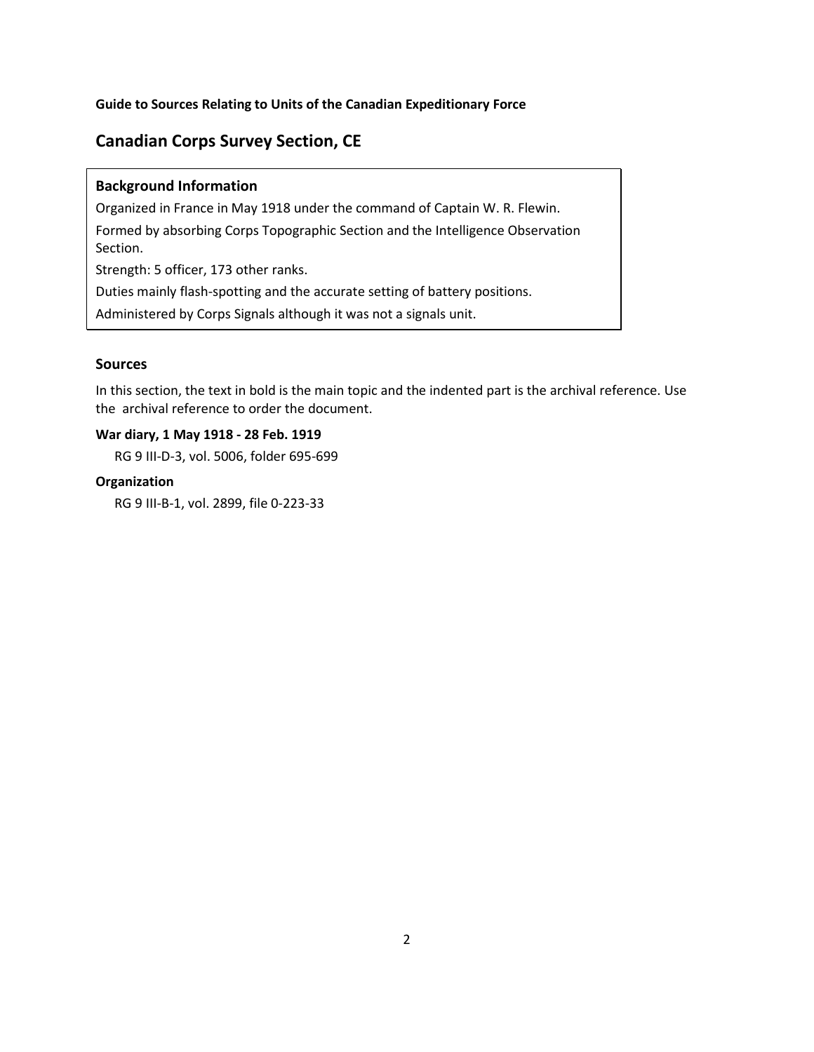**Guide to Sources Relating to Units of the Canadian Expeditionary Force**

# Canadian Corps Survey Section, CE

### Background Information

Organized in France in May 1918 under the command of Captain W. R. Flewin.

Formed by absorbing Corps Topographic Section and the Intelligence Observation Section.

Strength: 5 officer, 173 other ranks.

Duties mainly flash-spotting and the accurate setting of battery positions.

Administered by Corps Signals although it was not a signals unit.

### Sources

In this section, the text in bold is the main topic and the indented part is the archival reference. Use the archival reference to order the document.

**War diary, 1 May 1918 - 28 Feb. 1919**

RG 9 III-D-3, vol. 5006, folder 695-699

**Organization**

RG 9 III-B-1, vol. 2899, file 0-223-33